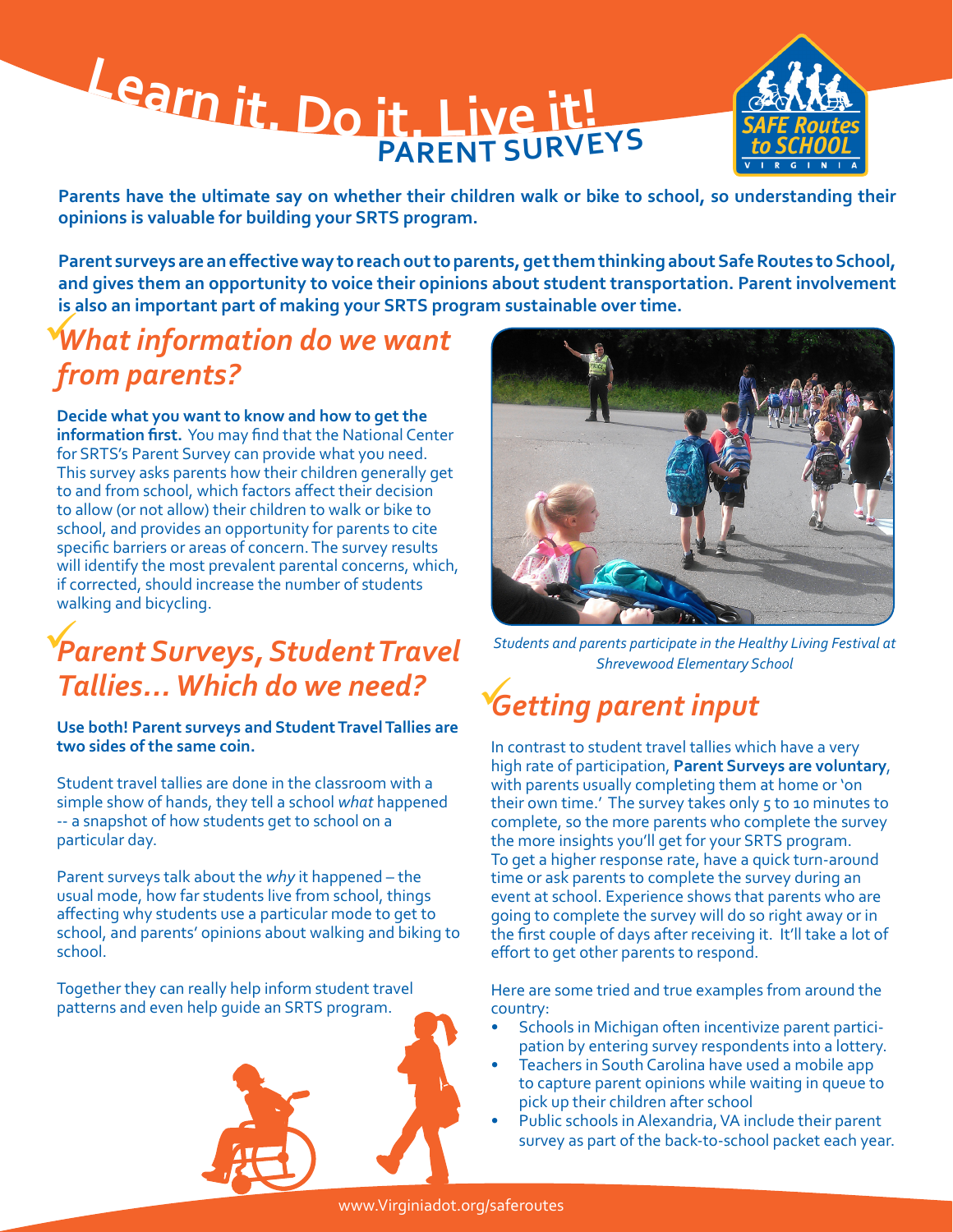# Learn it. Do it. Live it!

## PARENT SURVEYS

**Parents have the ultimate say on whether their children walk or bike to school, so understanding their opinions is valuable for building your SRTS program.**

**Parent surveys are an effective way to reach out to parents, get them thinking about Safe Routes to School, and gives them an opportunity to voice their opinions about student transportation. Parent involvement is also an important part of making your SRTS program sustainable over time.**

## *What information do we want from parents?*

**Decide what you want to know and how to get the information first.** You may find that the National Center for SRTS's Parent Survey can provide what you need. This survey asks parents how their children generally get to and from school, which factors affect their decision to allow (or not allow) their children to walk or bike to school, and provides an opportunity for parents to cite specific barriers or areas of concern. The survey results will identify the most prevalent parental concerns, which, if corrected, should increase the number of students walking and bicycling.

## *Parent Surveys, Student Travel Tallies... Which do we need?*

**Use both! Parent surveys and Student Travel Tallies are two sides of the same coin.**

Student travel tallies are done in the classroom with a simple show of hands, they tell a school *what* happened -- a snapshot of how students get to school on a particular day.

Parent surveys talk about the *why* it happened – the usual mode, how far students live from school, things affecting why students use a particular mode to get to school, and parents' opinions about walking and biking to school.

Together they can really help inform student travel patterns and even help guide an SRTS program.

*Students and parents participate in the Healthy Living Festival at Shrevewood Elementary School*

## *Getting parent input*

In contrast to student travel tallies which have a very high rate of participation, **Parent Surveys are voluntary**, with parents usually completing them at home or 'on their own time.' The survey takes only 5 to 10 minutes to complete, so the more parents who complete the survey the more insights you'll get for your SRTS program. To get a higher response rate, have a quick turn-around time or ask parents to complete the survey during an event at school. Experience shows that parents who are going to complete the survey will do so right away or in the first couple of days after receiving it. It'll take a lot of effort to get other parents to respond.

Here are some tried and true examples from around the country:

- Schools in Michigan often incentivize parent participation by entering survey respondents into a lottery.
- Teachers in South Carolina have used a mobile app to capture parent opinions while waiting in queue to pick up their children after school
- Public schools in Alexandria, VA include their parent survey as part of the back-to-school packet each year.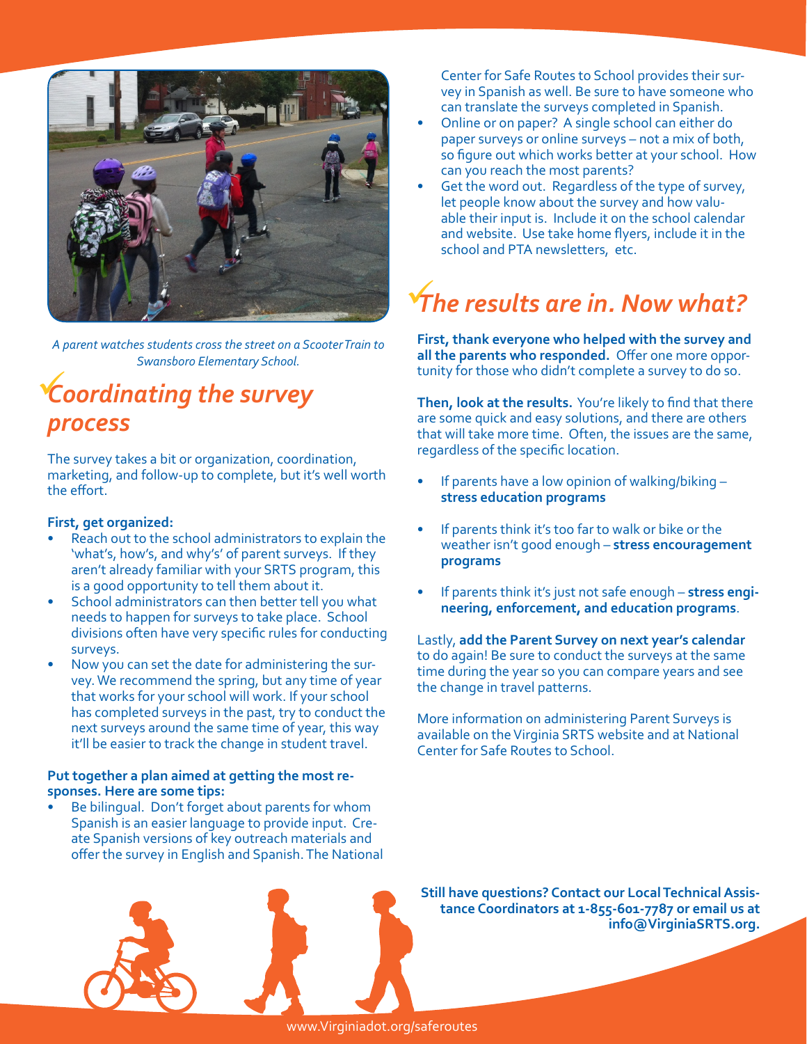*A parent watches students cross the street on a Scooter Train to Swansboro Elementary School.*

## ✓Coordinating the survey process

The survey takes a bit or organization, coordination, marketing, and follow-up to complete, but it's well worth the effort.

**First, get organized:**

- Reach out to the school administrators to explain the 'what's, how's, and why's' of parent surveys. If they aren't already familiar with your SRTS program, this is a good opportunity to tell them about it.
- School administrators can then better tell you what needs to happen for surveys to take place. School divisions often have very specific rules for conducting surveys.
- Now you can set the date for administering the survey. We recommend the spring, but any time of year that works for your school will work. If your school has completed surveys in the past, try to conduct the next surveys around the same time of year, this way it'll be easier to track the change in student travel.

**Put together a plan aimed at getting the most responses. Here are some tips:**

- Be bilingual. Don't forget about parents for whom Spanish is an easier language to provide input. Create Spanish versions of key outreach materials and offer the survey in English and Spanish. The National Center for Safe Routes to School provides their survey in Spanish as well. Be sure to have someone who can translate the surveys completed in Spanish.
- Online or on paper? A single school can either do paper surveys or online surveys – not a mix of both, so figure out which works better at your school. How can you reach the most parents?
- Get the word out. Regardless of the type of survey, let people know about the survey and how valuable their input is. Include it on the school calendar and website. Use take home flyers, include it in the school and PTA newsletters, etc.

## ✓The results are in. Now what?

**First, thank everyone who helped with the survey and all the parents who responded.** Offer one more opportunity for those who didn't complete a survey to do so.

**Then, look at the results.** You're likely to find that there are some quick and easy solutions, and there are others that will take more time. Often, the issues are the same, regardless of the specific location.

- If parents have a low opinion of walking/biking – **stress education programs**
- If parents think it's too far to walk or bike or the weather isn't good enough – **stress encouragement programs**
- If parents think it's just not safe enough – **stress engineering, enforcement, and education programs**.

Lastly, **add the Parent Survey on next year's calendar** to do again! Be sure to conduct the surveys at the same time during the year so you can compare years and see the change in travel patterns.

More information on administering Parent Surveys is available on the Virginia SRTS website and at National Center for Safe Routes to School.

**Still have questions? Contact our Local Technical Assistance Coordinators at 1-855-601-7787 or email us at info@VirginiaSRTS.org.**

www.Virginiadot.org/saferoutes